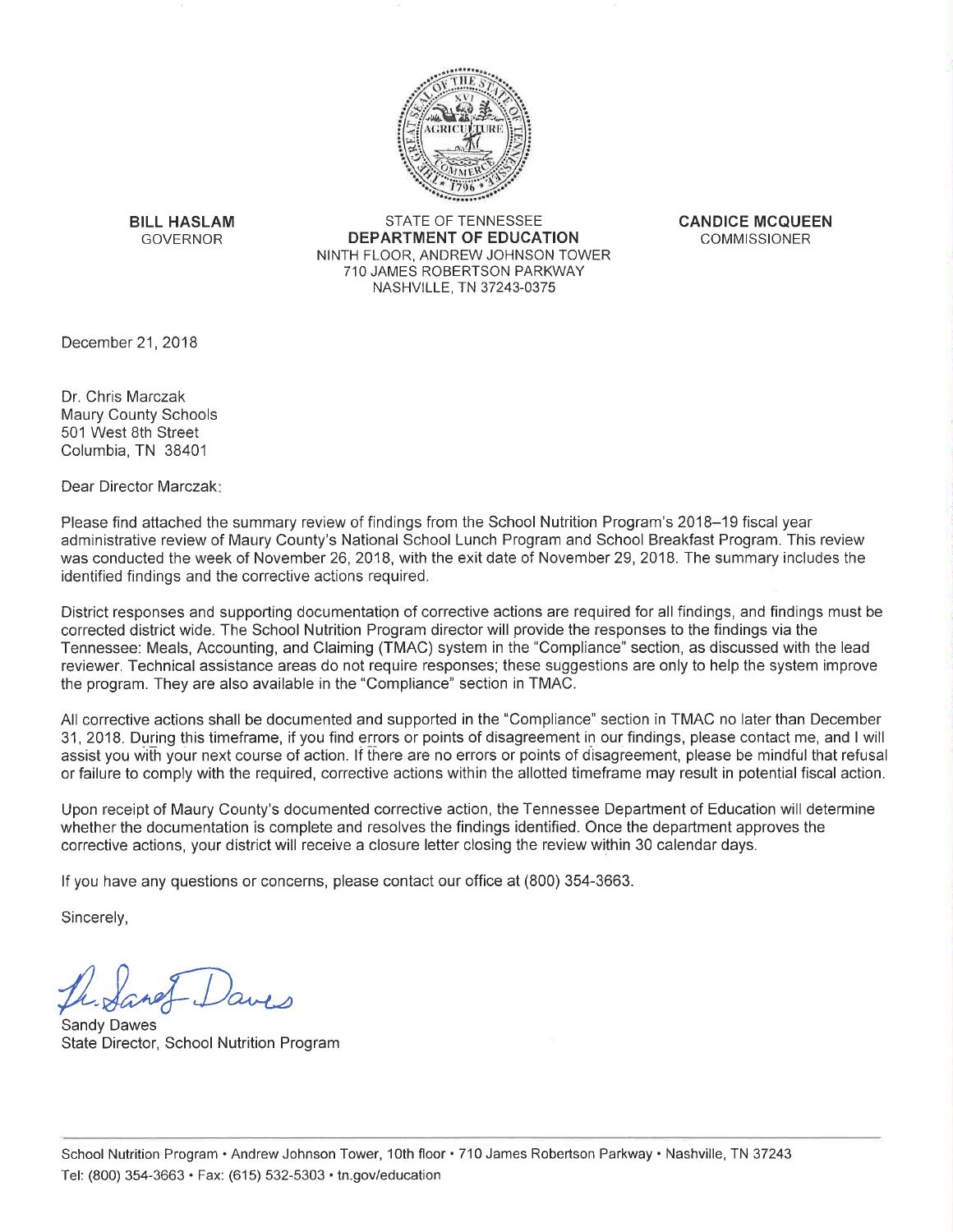**BILL HASLAM**
GOVERNOR

STATE OF TENNESSEE
**DEPARTMENT OF EDUCATION**
NINTH FLOOR, ANDREW JOHNSON TOWER
710 JAMES ROBERTSON PARKWAY
NASHVILLE, TN 37243-0375

**CANDICE MCQUEEN**
COMMISSIONER

December 21, 2018

Dr. Chris Marczak
Maury County Schools
501 West 8th Street
Columbia, TN 38401

Dear Director Marczak:

Please find attached the summary review of findings from the School Nutrition Program's 2018–19 fiscal year administrative review of Maury County's National School Lunch Program and School Breakfast Program. This review was conducted the week of November 26, 2018, with the exit date of November 29, 2018. The summary includes the identified findings and the corrective actions required.

District responses and supporting documentation of corrective actions are required for all findings, and findings must be corrected district wide. The School Nutrition Program director will provide the responses to the findings via the Tennessee: Meals, Accounting, and Claiming (TMAC) system in the "Compliance" section, as discussed with the lead reviewer. Technical assistance areas do not require responses; these suggestions are only to help the system improve the program. They are also available in the "Compliance" section in TMAC.

All corrective actions shall be documented and supported in the "Compliance" section in TMAC no later than December 31, 2018. During this timeframe, if you find errors or points of disagreement in our findings, please contact me, and I will assist you with your next course of action. If there are no errors or points of disagreement, please be mindful that refusal or failure to comply with the required, corrective actions within the allotted timeframe may result in potential fiscal action.

Upon receipt of Maury County's documented corrective action, the Tennessee Department of Education will determine whether the documentation is complete and resolves the findings identified. Once the department approves the corrective actions, your district will receive a closure letter closing the review within 30 calendar days.

If you have any questions or concerns, please contact our office at (800) 354-3663.

Sincerely,

Sandy Dawes
State Director, School Nutrition Program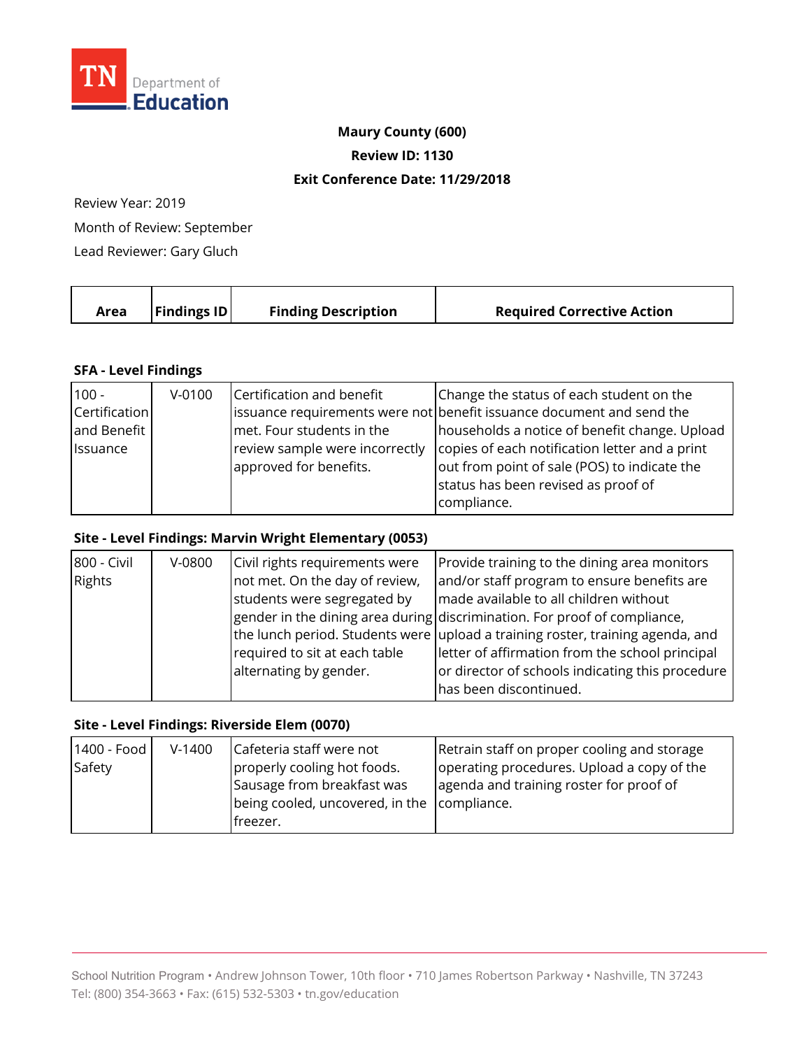TN Department of Education

**Maury County (600)**

**Review ID: 1130**

**Exit Conference Date: 11/29/2018**

Review Year: 2019

Month of Review: September

Lead Reviewer: Gary Gluch

| Area | Findings ID | Finding Description | Required Corrective Action |
|---|---|---|---|
| **SFA - Level Findings** | | | |
| 100 - Certification and Benefit Issuance | V-0100 | Certification and benefit issuance requirements were not met. Four students in the review sample were incorrectly approved for benefits. | Change the status of each student on the benefit issuance document and send the households a notice of benefit change. Upload copies of each notification letter and a print out from point of sale (POS) to indicate the status has been revised as proof of compliance. |
| **Site - Level Findings: Marvin Wright Elementary (0053)** | | | |
| 800 - Civil Rights | V-0800 | Civil rights requirements were not met. On the day of review, students were segregated by gender in the dining area during the lunch period. Students were required to sit at each table alternating by gender. | Provide training to the dining area monitors and/or staff program to ensure benefits are made available to all children without discrimination. For proof of compliance, upload a training roster, training agenda, and letter of affirmation from the school principal or director of schools indicating this procedure has been discontinued. |
| **Site - Level Findings: Riverside Elem (0070)** | | | |
| 1400 - Food Safety | V-1400 | Cafeteria staff were not properly cooling hot foods. Sausage from breakfast was being cooled, uncovered, in the freezer. | Retrain staff on proper cooling and storage operating procedures. Upload a copy of the agenda and training roster for proof of compliance. |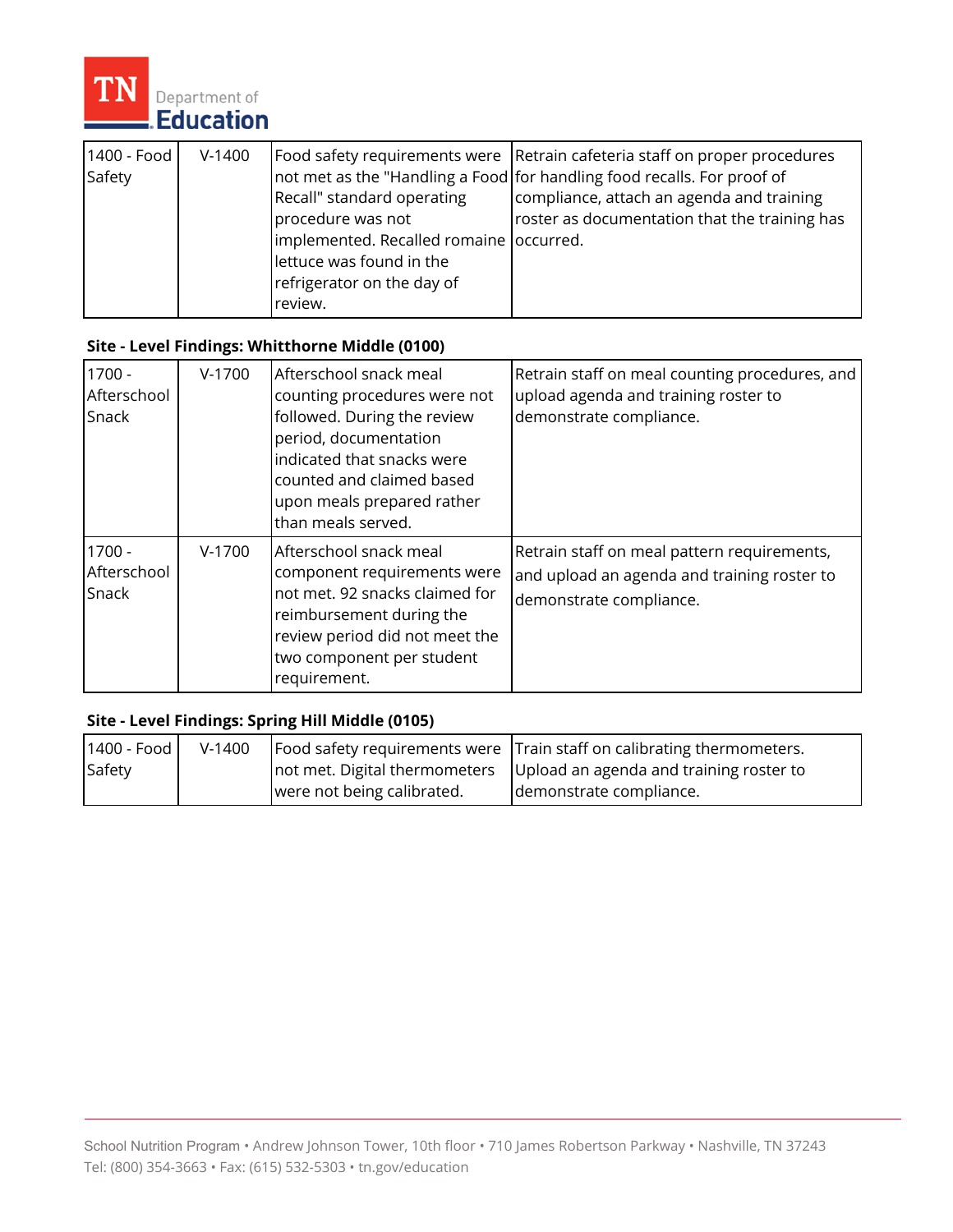| | | | |
|---|---|---|---|
| 1400 - Food Safety | V-1400 | Food safety requirements were not met as the "Handling a Food Recall" standard operating procedure was not implemented. Recalled romaine lettuce was found in the refrigerator on the day of review. | Retrain cafeteria staff on proper procedures for handling food recalls. For proof of compliance, attach an agenda and training roster as documentation that the training has occurred. |

**Site - Level Findings: Whitthorne Middle (0100)**

| | | | |
|---|---|---|---|
| 1700 - Afterschool Snack | V-1700 | Afterschool snack meal counting procedures were not followed. During the review period, documentation indicated that snacks were counted and claimed based upon meals prepared rather than meals served. | Retrain staff on meal counting procedures, and upload agenda and training roster to demonstrate compliance. |
| 1700 - Afterschool Snack | V-1700 | Afterschool snack meal component requirements were not met. 92 snacks claimed for reimbursement during the review period did not meet the two component per student requirement. | Retrain staff on meal pattern requirements, and upload an agenda and training roster to demonstrate compliance. |

**Site - Level Findings: Spring Hill Middle (0105)**

| | | | |
|---|---|---|---|
| 1400 - Food Safety | V-1400 | Food safety requirements were not met. Digital thermometers were not being calibrated. | Train staff on calibrating thermometers. Upload an agenda and training roster to demonstrate compliance. |